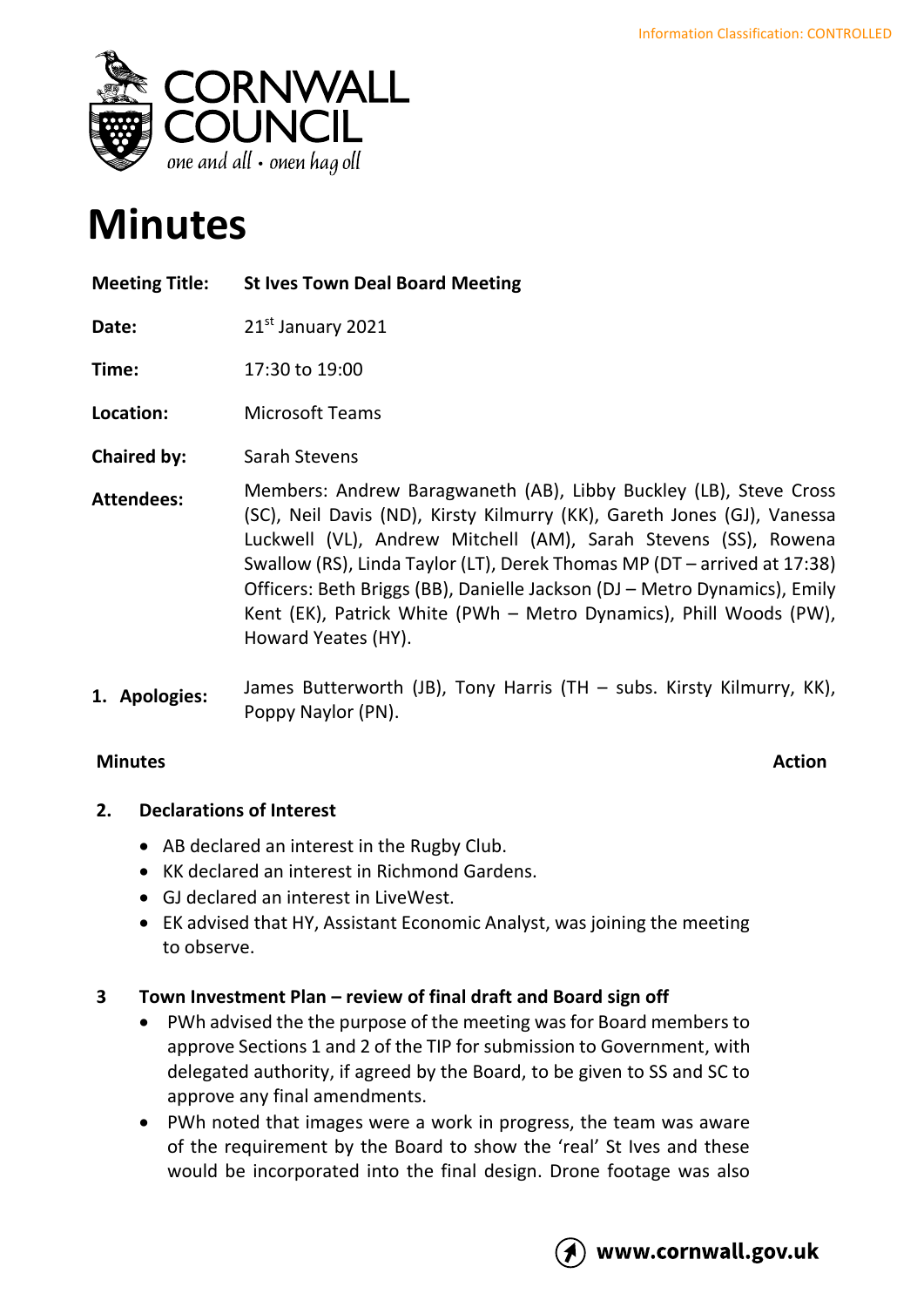Information Classification: CONTROLLED

CORNWALL COUNCIL

*one and all • onen hag oll*

# Minutes

| | |
|---|---|
| **Meeting Title:** | **St Ives Town Deal Board Meeting** |
| **Date:** | 21st January 2021 |
| **Time:** | 17:30 to 19:00 |
| **Location:** | Microsoft Teams |
| **Chaired by:** | Sarah Stevens |
| **Attendees:** | Members: Andrew Baragwaneth (AB), Libby Buckley (LB), Steve Cross (SC), Neil Davis (ND), Kirsty Kilmurry (KK), Gareth Jones (GJ), Vanessa Luckwell (VL), Andrew Mitchell (AM), Sarah Stevens (SS), Rowena Swallow (RS), Linda Taylor (LT), Derek Thomas MP (DT – arrived at 17:38) Officers: Beth Briggs (BB), Danielle Jackson (DJ – Metro Dynamics), Emily Kent (EK), Patrick White (PWh – Metro Dynamics), Phill Woods (PW), Howard Yeates (HY). |
| **1. Apologies:** | James Butterworth (JB), Tony Harris (TH – subs. Kirsty Kilmurry, KK), Poppy Naylor (PN). |

**Minutes** **Action**

## 2. Declarations of Interest

- AB declared an interest in the Rugby Club.
- KK declared an interest in Richmond Gardens.
- GJ declared an interest in LiveWest.
- EK advised that HY, Assistant Economic Analyst, was joining the meeting to observe.

## 3 Town Investment Plan – review of final draft and Board sign off

- PWh advised the the purpose of the meeting was for Board members to approve Sections 1 and 2 of the TIP for submission to Government, with delegated authority, if agreed by the Board, to be given to SS and SC to approve any final amendments.
- PWh noted that images were a work in progress, the team was aware of the requirement by the Board to show the 'real' St Ives and these would be incorporated into the final design. Drone footage was also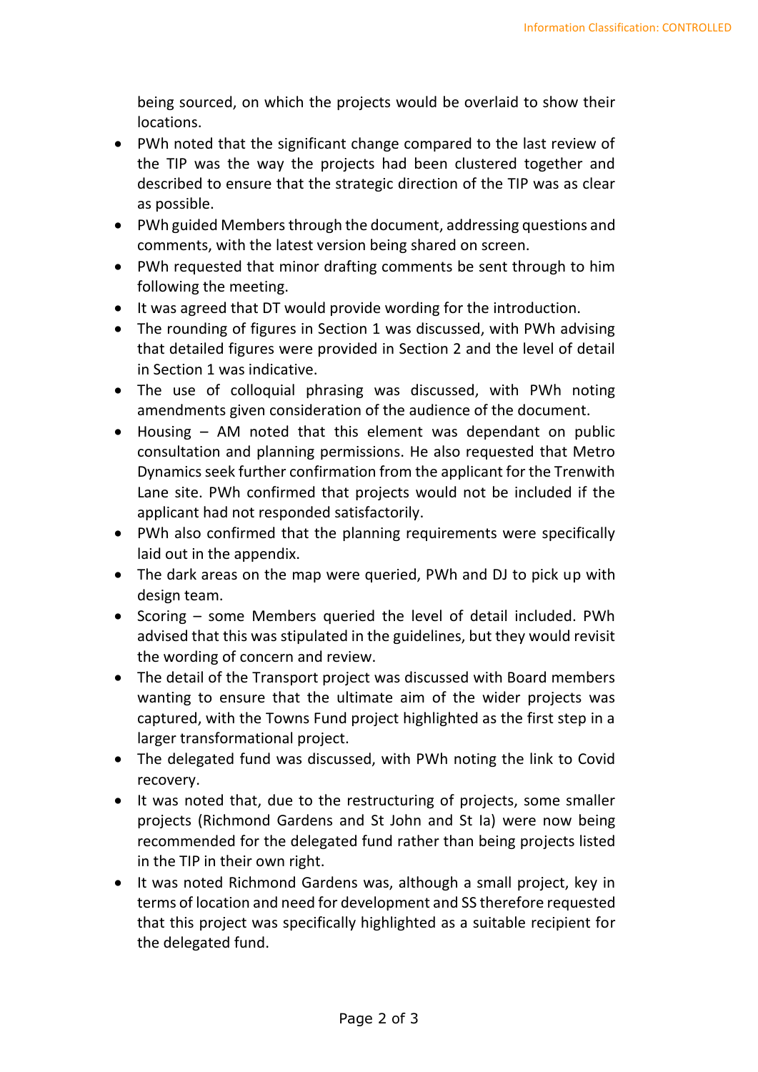being sourced, on which the projects would be overlaid to show their locations.

- PWh noted that the significant change compared to the last review of the TIP was the way the projects had been clustered together and described to ensure that the strategic direction of the TIP was as clear as possible.
- PWh guided Members through the document, addressing questions and comments, with the latest version being shared on screen.
- PWh requested that minor drafting comments be sent through to him following the meeting.
- It was agreed that DT would provide wording for the introduction.
- The rounding of figures in Section 1 was discussed, with PWh advising that detailed figures were provided in Section 2 and the level of detail in Section 1 was indicative.
- The use of colloquial phrasing was discussed, with PWh noting amendments given consideration of the audience of the document.
- Housing – AM noted that this element was dependant on public consultation and planning permissions. He also requested that Metro Dynamics seek further confirmation from the applicant for the Trenwith Lane site. PWh confirmed that projects would not be included if the applicant had not responded satisfactorily.
- PWh also confirmed that the planning requirements were specifically laid out in the appendix.
- The dark areas on the map were queried, PWh and DJ to pick up with design team.
- Scoring – some Members queried the level of detail included. PWh advised that this was stipulated in the guidelines, but they would revisit the wording of concern and review.
- The detail of the Transport project was discussed with Board members wanting to ensure that the ultimate aim of the wider projects was captured, with the Towns Fund project highlighted as the first step in a larger transformational project.
- The delegated fund was discussed, with PWh noting the link to Covid recovery.
- It was noted that, due to the restructuring of projects, some smaller projects (Richmond Gardens and St John and St Ia) were now being recommended for the delegated fund rather than being projects listed in the TIP in their own right.
- It was noted Richmond Gardens was, although a small project, key in terms of location and need for development and SS therefore requested that this project was specifically highlighted as a suitable recipient for the delegated fund.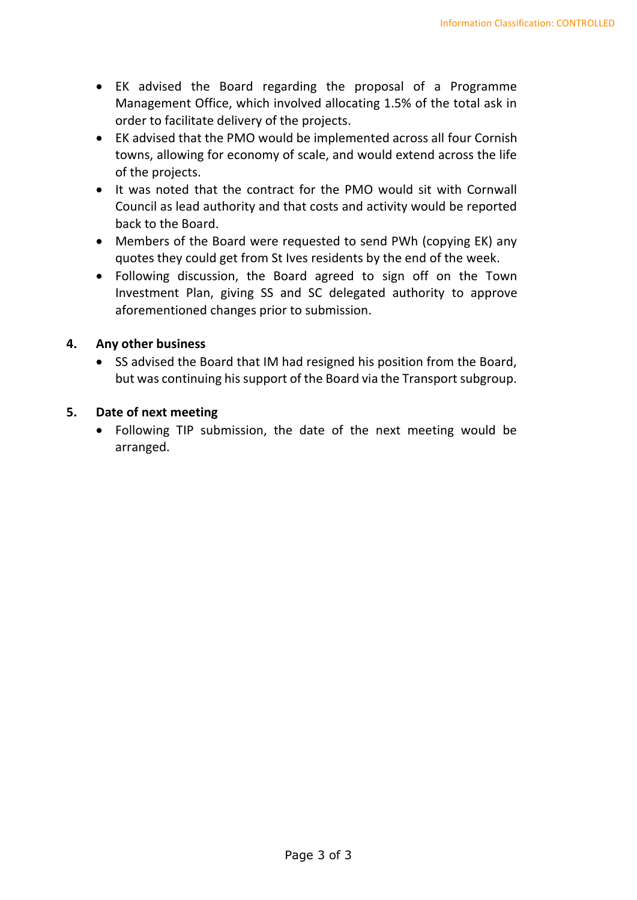- EK advised the Board regarding the proposal of a Programme Management Office, which involved allocating 1.5% of the total ask in order to facilitate delivery of the projects.
- EK advised that the PMO would be implemented across all four Cornish towns, allowing for economy of scale, and would extend across the life of the projects.
- It was noted that the contract for the PMO would sit with Cornwall Council as lead authority and that costs and activity would be reported back to the Board.
- Members of the Board were requested to send PWh (copying EK) any quotes they could get from St Ives residents by the end of the week.
- Following discussion, the Board agreed to sign off on the Town Investment Plan, giving SS and SC delegated authority to approve aforementioned changes prior to submission.

**4. Any other business**

- SS advised the Board that IM had resigned his position from the Board, but was continuing his support of the Board via the Transport subgroup.

**5. Date of next meeting**

- Following TIP submission, the date of the next meeting would be arranged.